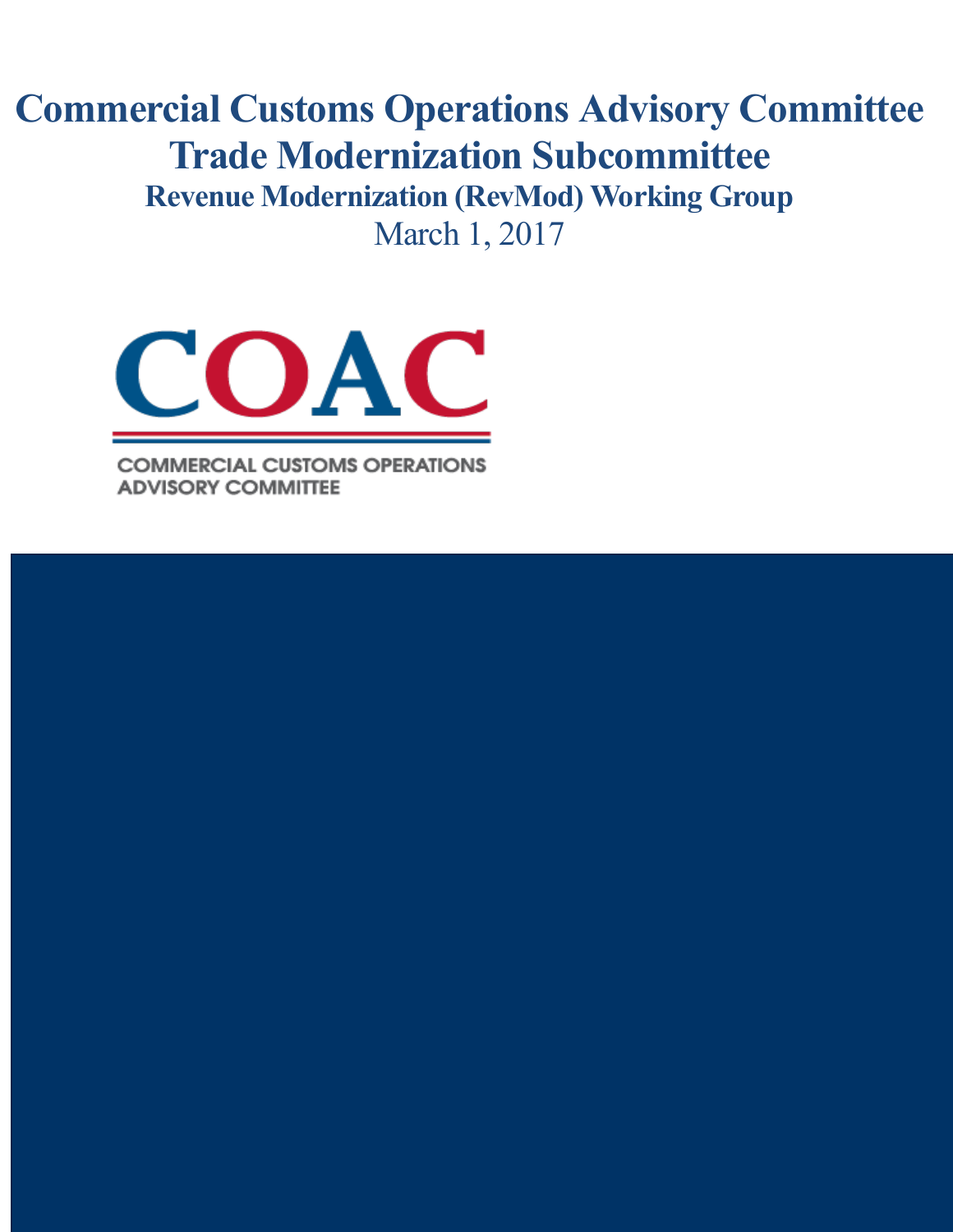# Commercial Customs Operations Advisory Committee

## Trade Modernization Subcommittee

### Revenue Modernization (RevMod) Working Group

March 1, 2017

COAC

COMMERCIAL CUSTOMS OPERATIONS ADVISORY COMMITTEE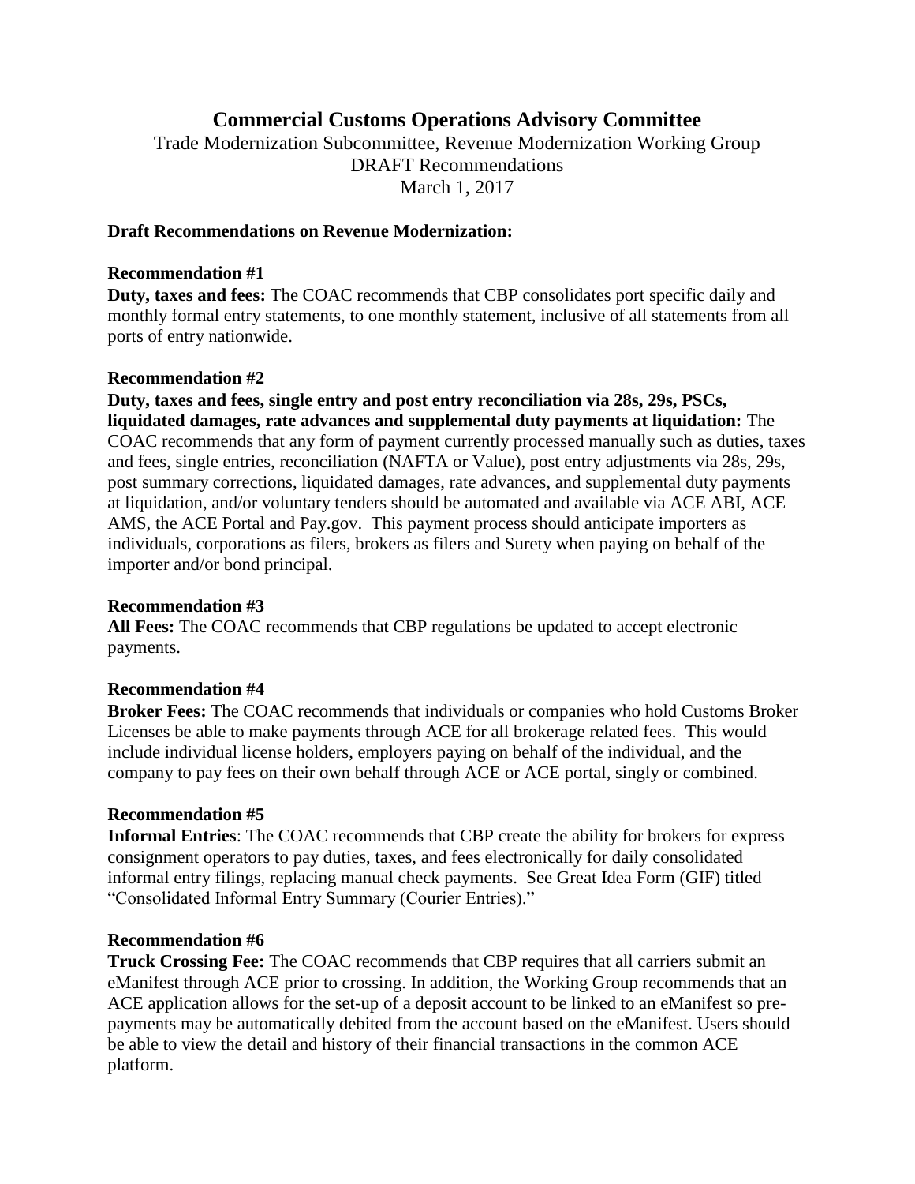# Commercial Customs Operations Advisory Committee

Trade Modernization Subcommittee, Revenue Modernization Working Group
DRAFT Recommendations
March 1, 2017

**Draft Recommendations on Revenue Modernization:**

**Recommendation #1**

**Duty, taxes and fees:** The COAC recommends that CBP consolidates port specific daily and monthly formal entry statements, to one monthly statement, inclusive of all statements from all ports of entry nationwide.

**Recommendation #2**

**Duty, taxes and fees, single entry and post entry reconciliation via 28s, 29s, PSCs, liquidated damages, rate advances and supplemental duty payments at liquidation:** The COAC recommends that any form of payment currently processed manually such as duties, taxes and fees, single entries, reconciliation (NAFTA or Value), post entry adjustments via 28s, 29s, post summary corrections, liquidated damages, rate advances, and supplemental duty payments at liquidation, and/or voluntary tenders should be automated and available via ACE ABI, ACE AMS, the ACE Portal and Pay.gov. This payment process should anticipate importers as individuals, corporations as filers, brokers as filers and Surety when paying on behalf of the importer and/or bond principal.

**Recommendation #3**

**All Fees:** The COAC recommends that CBP regulations be updated to accept electronic payments.

**Recommendation #4**

**Broker Fees:** The COAC recommends that individuals or companies who hold Customs Broker Licenses be able to make payments through ACE for all brokerage related fees. This would include individual license holders, employers paying on behalf of the individual, and the company to pay fees on their own behalf through ACE or ACE portal, singly or combined.

**Recommendation #5**

**Informal Entries**: The COAC recommends that CBP create the ability for brokers for express consignment operators to pay duties, taxes, and fees electronically for daily consolidated informal entry filings, replacing manual check payments. See Great Idea Form (GIF) titled "Consolidated Informal Entry Summary (Courier Entries)."

**Recommendation #6**

**Truck Crossing Fee:** The COAC recommends that CBP requires that all carriers submit an eManifest through ACE prior to crossing. In addition, the Working Group recommends that an ACE application allows for the set-up of a deposit account to be linked to an eManifest so pre-payments may be automatically debited from the account based on the eManifest. Users should be able to view the detail and history of their financial transactions in the common ACE platform.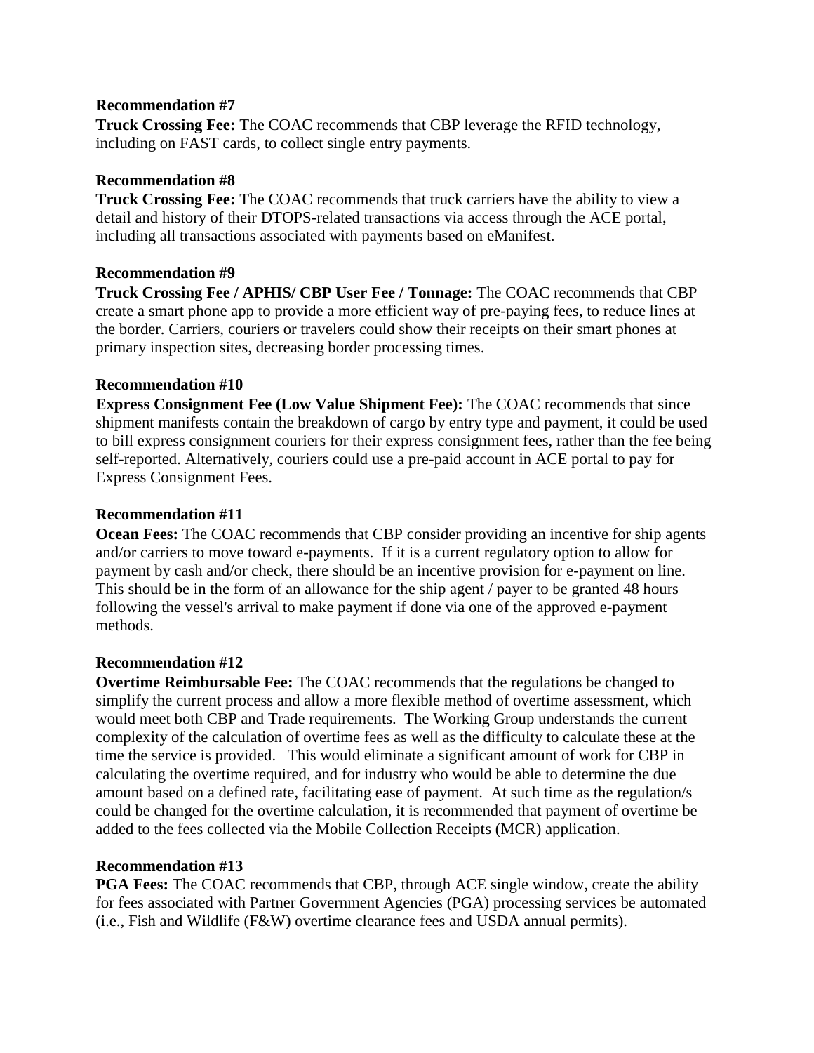**Recommendation #7**

**Truck Crossing Fee:** The COAC recommends that CBP leverage the RFID technology, including on FAST cards, to collect single entry payments.

**Recommendation #8**

**Truck Crossing Fee:** The COAC recommends that truck carriers have the ability to view a detail and history of their DTOPS-related transactions via access through the ACE portal, including all transactions associated with payments based on eManifest.

**Recommendation #9**

**Truck Crossing Fee / APHIS/ CBP User Fee / Tonnage:** The COAC recommends that CBP create a smart phone app to provide a more efficient way of pre-paying fees, to reduce lines at the border. Carriers, couriers or travelers could show their receipts on their smart phones at primary inspection sites, decreasing border processing times.

**Recommendation #10**

**Express Consignment Fee (Low Value Shipment Fee):** The COAC recommends that since shipment manifests contain the breakdown of cargo by entry type and payment, it could be used to bill express consignment couriers for their express consignment fees, rather than the fee being self-reported. Alternatively, couriers could use a pre-paid account in ACE portal to pay for Express Consignment Fees.

**Recommendation #11**

**Ocean Fees:** The COAC recommends that CBP consider providing an incentive for ship agents and/or carriers to move toward e-payments. If it is a current regulatory option to allow for payment by cash and/or check, there should be an incentive provision for e-payment on line. This should be in the form of an allowance for the ship agent / payer to be granted 48 hours following the vessel's arrival to make payment if done via one of the approved e-payment methods.

**Recommendation #12**

**Overtime Reimbursable Fee:** The COAC recommends that the regulations be changed to simplify the current process and allow a more flexible method of overtime assessment, which would meet both CBP and Trade requirements. The Working Group understands the current complexity of the calculation of overtime fees as well as the difficulty to calculate these at the time the service is provided. This would eliminate a significant amount of work for CBP in calculating the overtime required, and for industry who would be able to determine the due amount based on a defined rate, facilitating ease of payment. At such time as the regulation/s could be changed for the overtime calculation, it is recommended that payment of overtime be added to the fees collected via the Mobile Collection Receipts (MCR) application.

**Recommendation #13**

**PGA Fees:** The COAC recommends that CBP, through ACE single window, create the ability for fees associated with Partner Government Agencies (PGA) processing services be automated (i.e., Fish and Wildlife (F&W) overtime clearance fees and USDA annual permits).